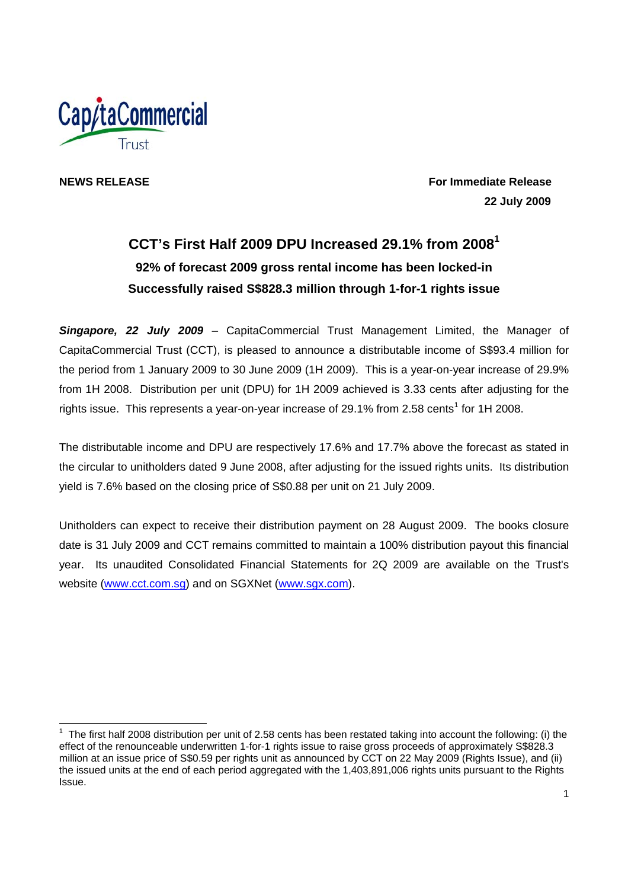CapitaCommercial Trust

**NEWS RELEASE**

**For Immediate Release**
**22 July 2009**

# CCT's First Half 2009 DPU Increased 29.1% from 2008[1]

### 92% of forecast 2009 gross rental income has been locked-in

### Successfully raised S$828.3 million through 1-for-1 rights issue

***Singapore, 22 July 2009*** – CapitaCommercial Trust Management Limited, the Manager of CapitaCommercial Trust (CCT), is pleased to announce a distributable income of S$93.4 million for the period from 1 January 2009 to 30 June 2009 (1H 2009). This is a year-on-year increase of 29.9% from 1H 2008. Distribution per unit (DPU) for 1H 2009 achieved is 3.33 cents after adjusting for the rights issue. This represents a year-on-year increase of 29.1% from 2.58 cents[1] for 1H 2008.

The distributable income and DPU are respectively 17.6% and 17.7% above the forecast as stated in the circular to unitholders dated 9 June 2008, after adjusting for the issued rights units. Its distribution yield is 7.6% based on the closing price of S$0.88 per unit on 21 July 2009.

Unitholders can expect to receive their distribution payment on 28 August 2009. The books closure date is 31 July 2009 and CCT remains committed to maintain a 100% distribution payout this financial year. Its unaudited Consolidated Financial Statements for 2Q 2009 are available on the Trust's website (www.cct.com.sg) and on SGXNet (www.sgx.com).

---

[1] The first half 2008 distribution per unit of 2.58 cents has been restated taking into account the following: (i) the effect of the renounceable underwritten 1-for-1 rights issue to raise gross proceeds of approximately S$828.3 million at an issue price of S$0.59 per rights unit as announced by CCT on 22 May 2009 (Rights Issue), and (ii) the issued units at the end of each period aggregated with the 1,403,891,006 rights units pursuant to the Rights Issue.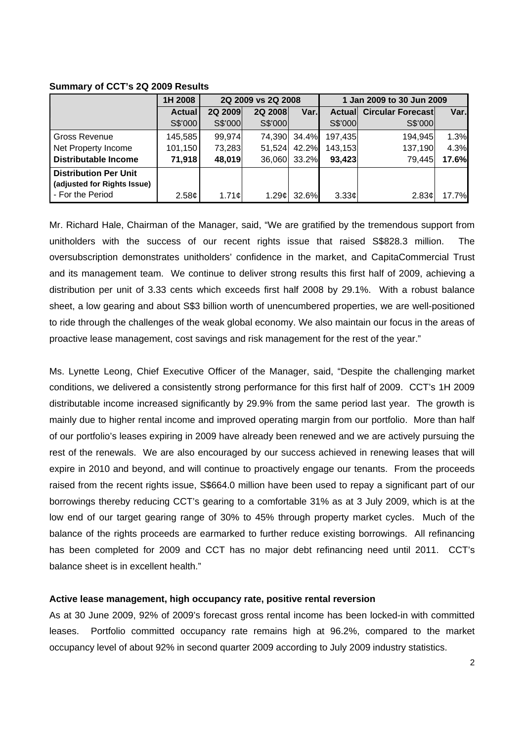**Summary of CCT's 2Q 2009 Results**

| | 1H 2008 | 2Q 2009 vs 2Q 2008 | | | 1 Jan 2009 to 30 Jun 2009 | | |
|---|---|---|---|---|---|---|---|
| | **Actual** | **2Q 2009** | **2Q 2008** | **Var.** | **Actual** | **Circular Forecast** | **Var.** |
| | S$'000 | S$'000 | S$'000 | | S$'000 | S$'000 | |
| Gross Revenue | 145,585 | 99,974 | 74,390 | 34.4% | 197,435 | 194,945 | 1.3% |
| Net Property Income | 101,150 | 73,283 | 51,524 | 42.2% | 143,153 | 137,190 | 4.3% |
| **Distributable Income** | **71,918** | **48,019** | 36,060 | 33.2% | **93,423** | 79,445 | **17.6%** |
| **Distribution Per Unit (adjusted for Rights Issue)** - For the Period | 2.58¢ | 1.71¢ | 1.29¢ | 32.6% | 3.33¢ | 2.83¢ | 17.7% |

Mr. Richard Hale, Chairman of the Manager, said, "We are gratified by the tremendous support from unitholders with the success of our recent rights issue that raised S$828.3 million. The oversubscription demonstrates unitholders' confidence in the market, and CapitaCommercial Trust and its management team. We continue to deliver strong results this first half of 2009, achieving a distribution per unit of 3.33 cents which exceeds first half 2008 by 29.1%. With a robust balance sheet, a low gearing and about S$3 billion worth of unencumbered properties, we are well-positioned to ride through the challenges of the weak global economy. We also maintain our focus in the areas of proactive lease management, cost savings and risk management for the rest of the year."

Ms. Lynette Leong, Chief Executive Officer of the Manager, said, "Despite the challenging market conditions, we delivered a consistently strong performance for this first half of 2009. CCT's 1H 2009 distributable income increased significantly by 29.9% from the same period last year. The growth is mainly due to higher rental income and improved operating margin from our portfolio. More than half of our portfolio's leases expiring in 2009 have already been renewed and we are actively pursuing the rest of the renewals. We are also encouraged by our success achieved in renewing leases that will expire in 2010 and beyond, and will continue to proactively engage our tenants. From the proceeds raised from the recent rights issue, S$664.0 million have been used to repay a significant part of our borrowings thereby reducing CCT's gearing to a comfortable 31% as at 3 July 2009, which is at the low end of our target gearing range of 30% to 45% through property market cycles. Much of the balance of the rights proceeds are earmarked to further reduce existing borrowings. All refinancing has been completed for 2009 and CCT has no major debt refinancing need until 2011. CCT's balance sheet is in excellent health."

**Active lease management, high occupancy rate, positive rental reversion**

As at 30 June 2009, 92% of 2009's forecast gross rental income has been locked-in with committed leases. Portfolio committed occupancy rate remains high at 96.2%, compared to the market occupancy level of about 92% in second quarter 2009 according to July 2009 industry statistics.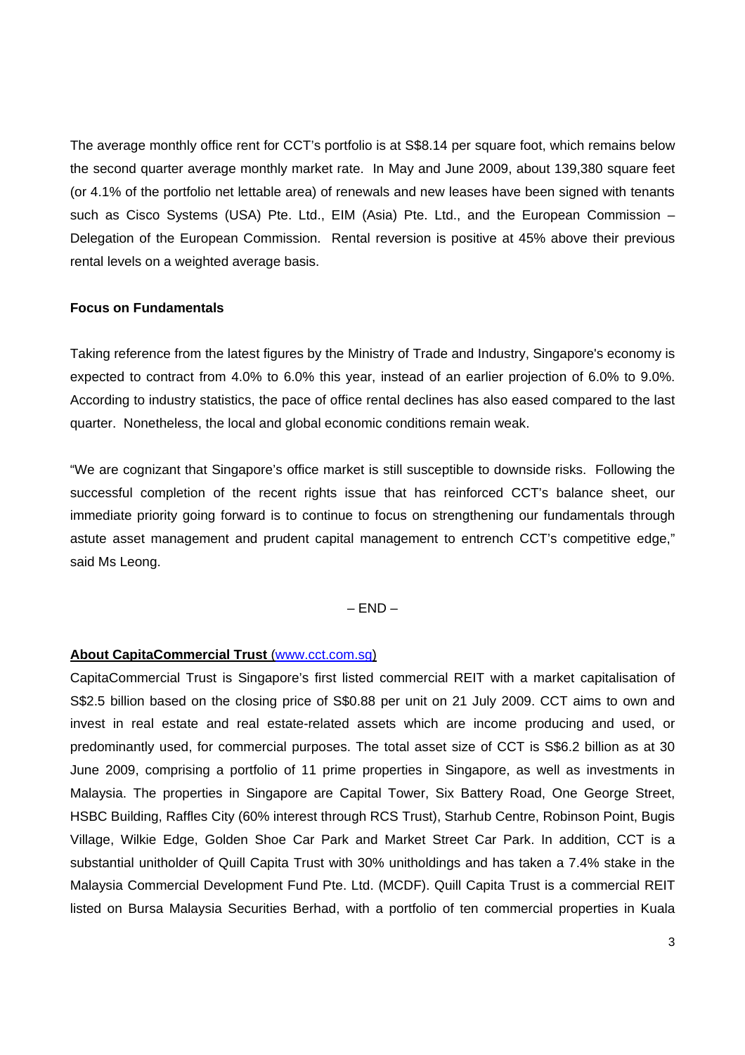The average monthly office rent for CCT's portfolio is at S$8.14 per square foot, which remains below the second quarter average monthly market rate. In May and June 2009, about 139,380 square feet (or 4.1% of the portfolio net lettable area) of renewals and new leases have been signed with tenants such as Cisco Systems (USA) Pte. Ltd., EIM (Asia) Pte. Ltd., and the European Commission – Delegation of the European Commission. Rental reversion is positive at 45% above their previous rental levels on a weighted average basis.

**Focus on Fundamentals**

Taking reference from the latest figures by the Ministry of Trade and Industry, Singapore's economy is expected to contract from 4.0% to 6.0% this year, instead of an earlier projection of 6.0% to 9.0%. According to industry statistics, the pace of office rental declines has also eased compared to the last quarter. Nonetheless, the local and global economic conditions remain weak.

"We are cognizant that Singapore's office market is still susceptible to downside risks. Following the successful completion of the recent rights issue that has reinforced CCT's balance sheet, our immediate priority going forward is to continue to focus on strengthening our fundamentals through astute asset management and prudent capital management to entrench CCT's competitive edge," said Ms Leong.

– END –

**About CapitaCommercial Trust** (www.cct.com.sg)

CapitaCommercial Trust is Singapore's first listed commercial REIT with a market capitalisation of S$2.5 billion based on the closing price of S$0.88 per unit on 21 July 2009. CCT aims to own and invest in real estate and real estate-related assets which are income producing and used, or predominantly used, for commercial purposes. The total asset size of CCT is S$6.2 billion as at 30 June 2009, comprising a portfolio of 11 prime properties in Singapore, as well as investments in Malaysia. The properties in Singapore are Capital Tower, Six Battery Road, One George Street, HSBC Building, Raffles City (60% interest through RCS Trust), Starhub Centre, Robinson Point, Bugis Village, Wilkie Edge, Golden Shoe Car Park and Market Street Car Park. In addition, CCT is a substantial unitholder of Quill Capita Trust with 30% unitholdings and has taken a 7.4% stake in the Malaysia Commercial Development Fund Pte. Ltd. (MCDF). Quill Capita Trust is a commercial REIT listed on Bursa Malaysia Securities Berhad, with a portfolio of ten commercial properties in Kuala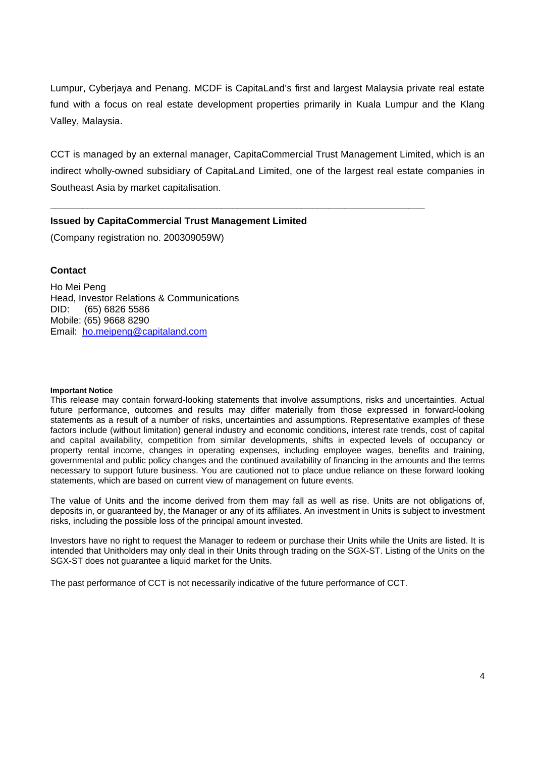Lumpur, Cyberjaya and Penang. MCDF is CapitaLand's first and largest Malaysia private real estate fund with a focus on real estate development properties primarily in Kuala Lumpur and the Klang Valley, Malaysia.

CCT is managed by an external manager, CapitaCommercial Trust Management Limited, which is an indirect wholly-owned subsidiary of CapitaLand Limited, one of the largest real estate companies in Southeast Asia by market capitalisation.

---

**Issued by CapitaCommercial Trust Management Limited**

(Company registration no. 200309059W)

**Contact**

Ho Mei Peng
Head, Investor Relations & Communications
DID: (65) 6826 5586
Mobile: (65) 9668 8290
Email: ho.meipeng@capitaland.com

**Important Notice**

This release may contain forward-looking statements that involve assumptions, risks and uncertainties. Actual future performance, outcomes and results may differ materially from those expressed in forward-looking statements as a result of a number of risks, uncertainties and assumptions. Representative examples of these factors include (without limitation) general industry and economic conditions, interest rate trends, cost of capital and capital availability, competition from similar developments, shifts in expected levels of occupancy or property rental income, changes in operating expenses, including employee wages, benefits and training, governmental and public policy changes and the continued availability of financing in the amounts and the terms necessary to support future business. You are cautioned not to place undue reliance on these forward looking statements, which are based on current view of management on future events.

The value of Units and the income derived from them may fall as well as rise. Units are not obligations of, deposits in, or guaranteed by, the Manager or any of its affiliates. An investment in Units is subject to investment risks, including the possible loss of the principal amount invested.

Investors have no right to request the Manager to redeem or purchase their Units while the Units are listed. It is intended that Unitholders may only deal in their Units through trading on the SGX-ST. Listing of the Units on the SGX-ST does not guarantee a liquid market for the Units.

The past performance of CCT is not necessarily indicative of the future performance of CCT.